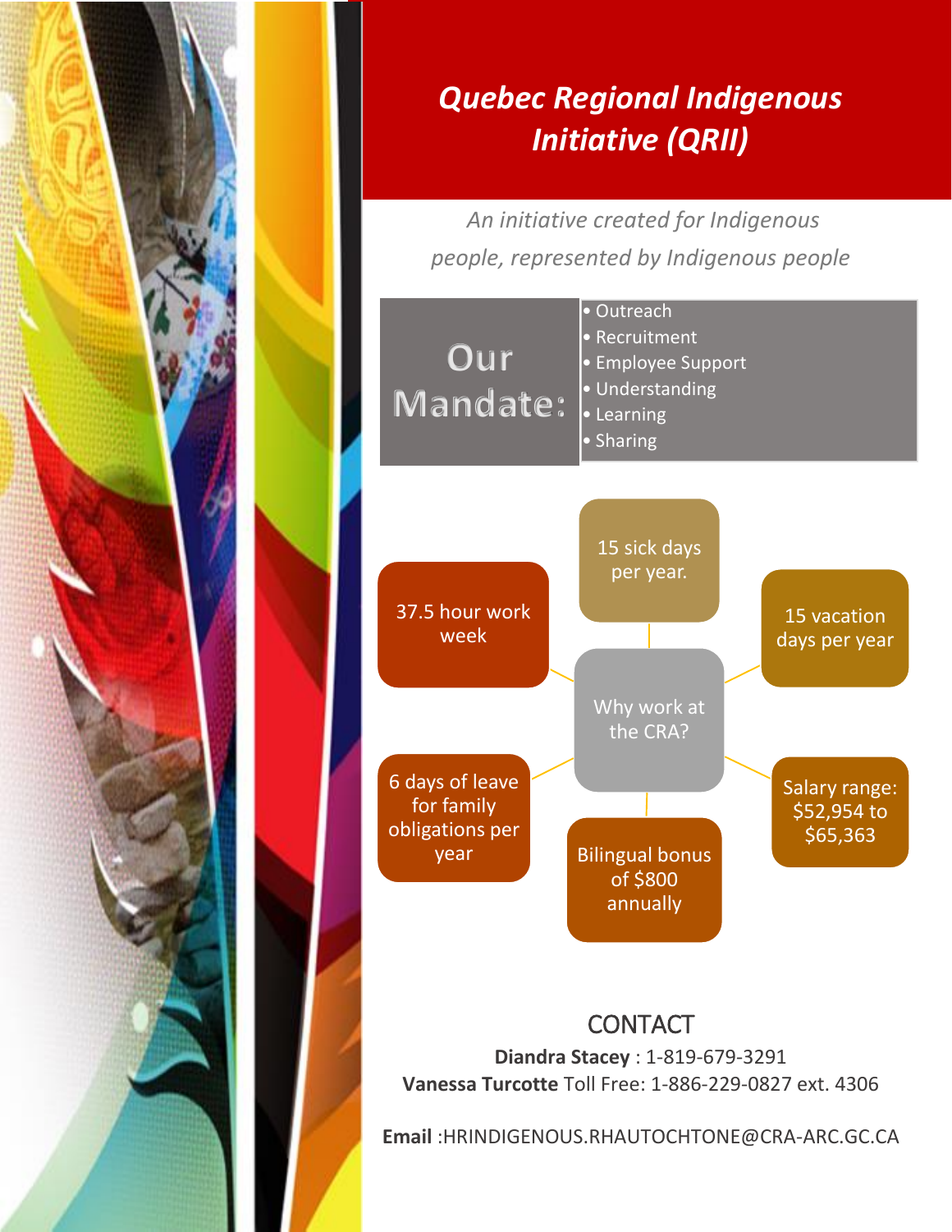# *Quebec Regional Indigenous Initiative (QRII)*

*An initiative created for Indigenous people, represented by Indigenous people*

## Our Mandate:

- Outreach
- Recruitment
- Employee Support
- Understanding
- Learning
- Sharing

## Why work at the CRA?

- 15 sick days per year.
- 15 vacation days per year
- Salary range: $52,954 to $65,363
- Bilingual bonus of $800 annually
- 6 days of leave for family obligations per year
- 37.5 hour work week

## CONTACT

**Diandra Stacey** : 1-819-679-3291
**Vanessa Turcotte** Toll Free: 1-886-229-0827 ext. 4306

**Email** :HRINDIGENOUS.RHAUTOCHTONE@CRA-ARC.GC.CA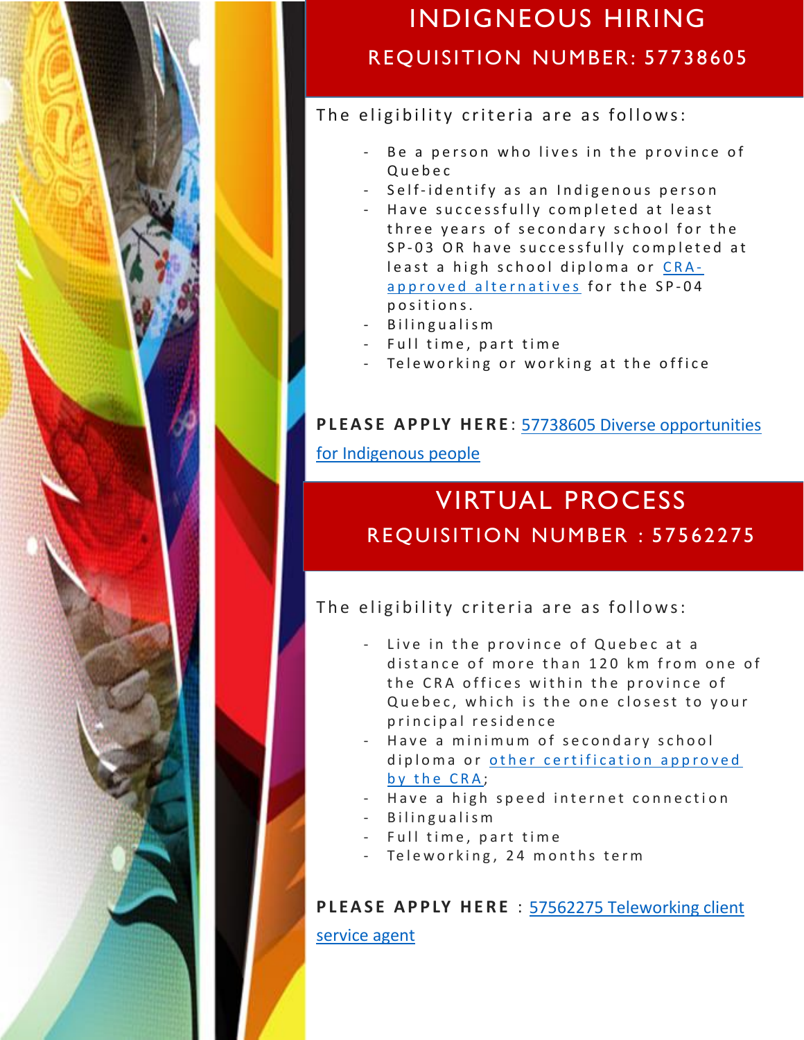# INDIGNEOUS HIRING

## REQUISITION NUMBER: 57738605

The eligibility criteria are as follows:

- Be a person who lives in the province of Quebec
- Self-identify as an Indigenous person
- Have successfully completed at least three years of secondary school for the SP-03 OR have successfully completed at least a high school diploma or CRA-approved alternatives for the SP-04 positions.
- Bilingualism
- Full time, part time
- Teleworking or working at the office

**PLEASE APPLY HERE**: 57738605 Diverse opportunities for Indigenous people

# VIRTUAL PROCESS

## REQUISITION NUMBER : 57562275

The eligibility criteria are as follows:

- Live in the province of Quebec at a distance of more than 120 km from one of the CRA offices within the province of Quebec, which is the one closest to your principal residence
- Have a minimum of secondary school diploma or other certification approved by the CRA;
- Have a high speed internet connection
- Bilingualism
- Full time, part time
- Teleworking, 24 months term

**PLEASE APPLY HERE** : 57562275 Teleworking client service agent